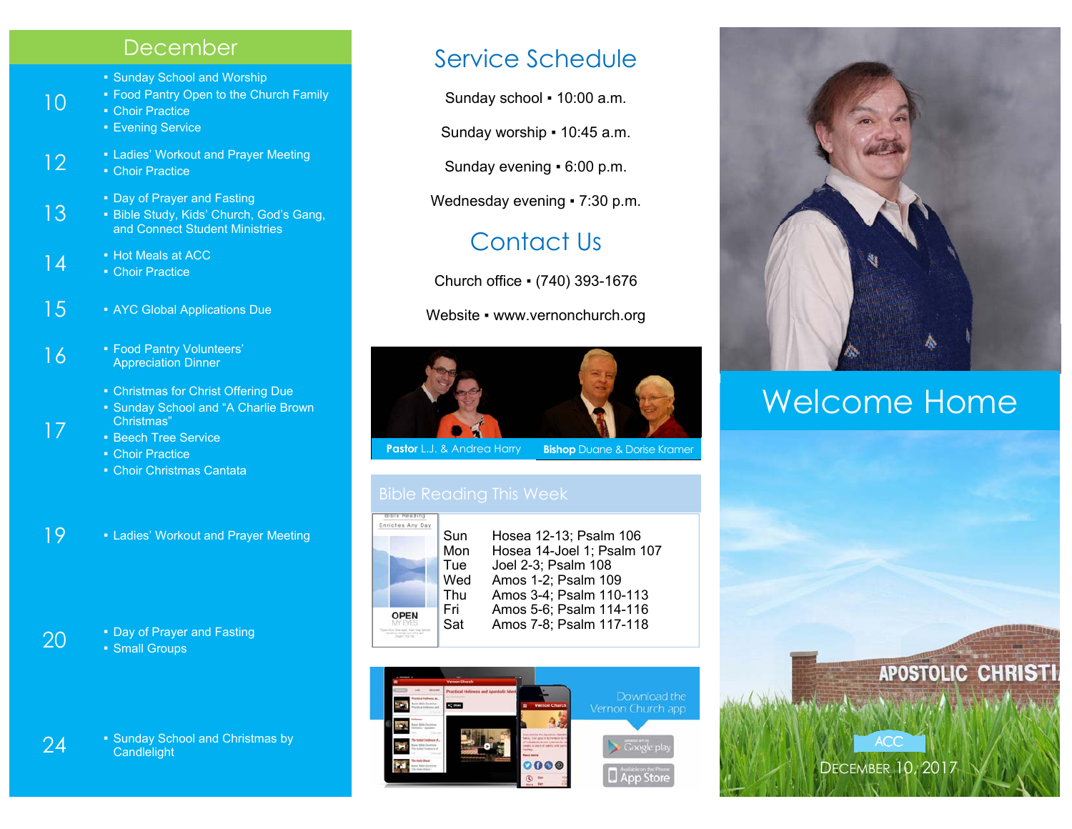## December

| | |
|---|---|
| 10 | ▪ Sunday School and Worship<br>▪ Food Pantry Open to the Church Family<br>▪ Choir Practice<br>▪ Evening Service |
| 12 | ▪ Ladies' Workout and Prayer Meeting<br>▪ Choir Practice |
| 13 | ▪ Day of Prayer and Fasting<br>▪ Bible Study, Kids' Church, God's Gang, and Connect Student Ministries |
| 14 | ▪ Hot Meals at ACC<br>▪ Choir Practice |
| 15 | ▪ AYC Global Applications Due |
| 16 | ▪ Food Pantry Volunteers' Appreciation Dinner |
| 17 | ▪ Christmas for Christ Offering Due<br>▪ Sunday School and "A Charlie Brown Christmas"<br>▪ Beech Tree Service<br>▪ Choir Practice<br>▪ Choir Christmas Cantata |
| 19 | ▪ Ladies' Workout and Prayer Meeting |
| 20 | ▪ Day of Prayer and Fasting<br>▪ Small Groups |
| 24 | ▪ Sunday School and Christmas by Candlelight |

## Service Schedule

Sunday school ▪ 10:00 a.m.

Sunday worship ▪ 10:45 a.m.

Sunday evening ▪ 6:00 p.m.

Wednesday evening ▪ 7:30 p.m.

## Contact Us

Church office ▪ (740) 393-1676

Website ▪ www.vernonchurch.org

**Pastor** L.J. & Andrea Harry

**Bishop** Duane & Dorise Kramer

## Bible Reading This Week

| | |
|---|---|
| Sun | Hosea 12-13; Psalm 106 |
| Mon | Hosea 14-Joel 1; Psalm 107 |
| Tue | Joel 2-3; Psalm 108 |
| Wed | Amos 1-2; Psalm 109 |
| Thu | Amos 3-4; Psalm 110-113 |
| Fri | Amos 5-6; Psalm 114-116 |
| Sat | Amos 7-8; Psalm 117-118 |

Download the Vernon Church app

# Welcome Home

ACC

December 10, 2017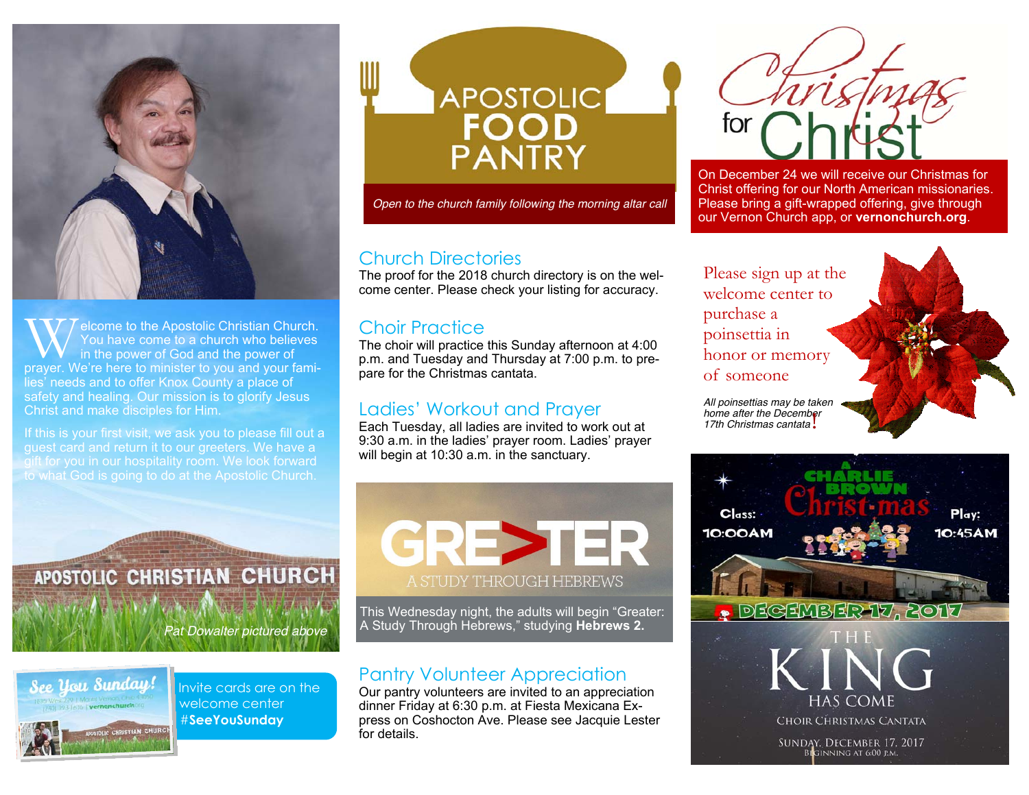Welcome to the Apostolic Christian Church. You have come to a church who believes in the power of God and the power of prayer. We're here to minister to you and your families' needs and to offer Knox County a place of safety and healing. Our mission is to glorify Jesus Christ and make disciples for Him.

If this is your first visit, we ask you to please fill out a guest card and return it to our greeters. We have a gift for you in our hospitality room. We look forward to what God is going to do at the Apostolic Church.

APOSTOLIC CHRISTIAN CHURCH

*Pat Dowalter pictured above*

See You Sunday!

Invite cards are on the welcome center #**SeeYouSunday**

# APOSTOLIC FOOD PANTRY

*Open to the church family following the morning altar call*

## Church Directories

The proof for the 2018 church directory is on the welcome center. Please check your listing for accuracy.

## Choir Practice

The choir will practice this Sunday afternoon at 4:00 p.m. and Tuesday and Thursday at 7:00 p.m. to prepare for the Christmas cantata.

## Ladies' Workout and Prayer

Each Tuesday, all ladies are invited to work out at 9:30 a.m. in the ladies' prayer room. Ladies' prayer will begin at 10:30 a.m. in the sanctuary.

GREATER

A STUDY THROUGH HEBREWS

This Wednesday night, the adults will begin "Greater: A Study Through Hebrews," studying **Hebrews 2.**

## Pantry Volunteer Appreciation

Our pantry volunteers are invited to an appreciation dinner Friday at 6:30 p.m. at Fiesta Mexicana Express on Coshocton Ave. Please see Jacquie Lester for details.

# Christmas for Christ

On December 24 we will receive our Christmas for Christ offering for our North American missionaries. Please bring a gift-wrapped offering, give through our Vernon Church app, or **vernonchurch.org**.

Please sign up at the welcome center to purchase a poinsettia in honor or memory of someone

*All poinsettias may be taken home after the December 17th Christmas cantata!*

A CHARLIE BROWN Christmas

Class: 10:00AM

Play: 10:45AM

DECEMBER 17, 2017

THE KING HAS COME

CHOIR CHRISTMAS CANTATA

SUNDAY, DECEMBER 17, 2017

BEGINNING AT 6:00 P.M.